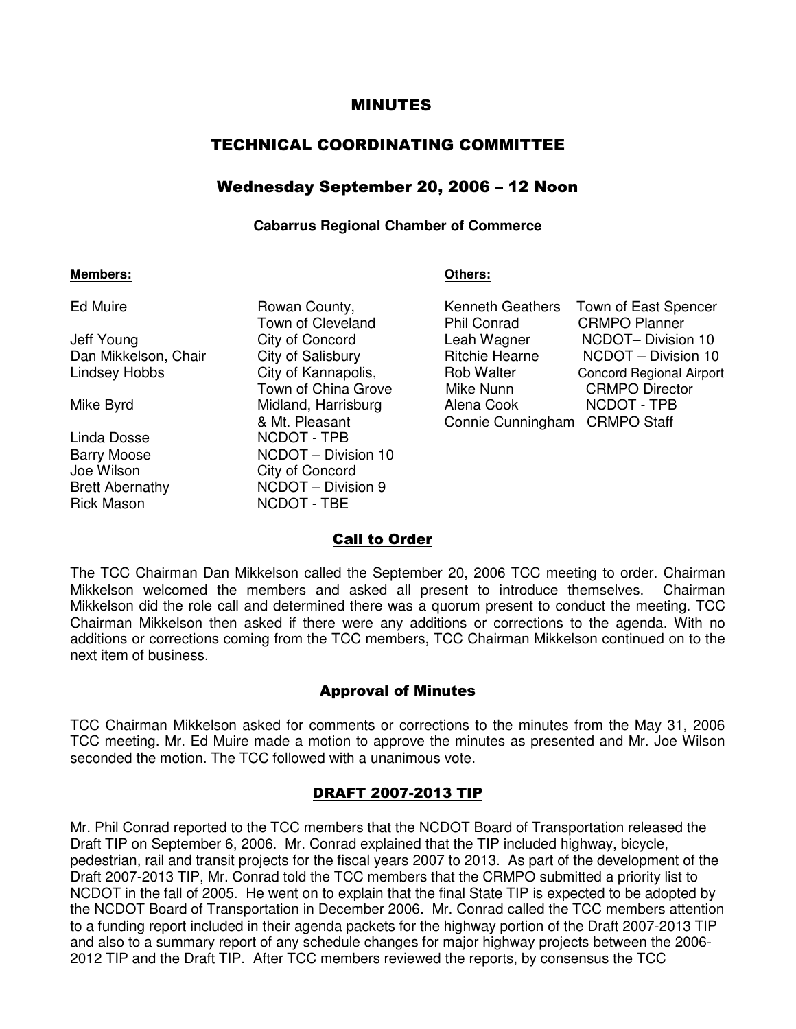# MINUTES

## TECHNICAL COORDINATING COMMITTEE

### Wednesday September 20, 2006 – 12 Noon

**Cabarrus Regional Chamber of Commerce**

| **Members:** | | **Others:** | |
|---|---|---|---|
| Ed Muire | Rowan County, Town of Cleveland | Kenneth Geathers | Town of East Spencer |
| Jeff Young | City of Concord | Phil Conrad | CRMPO Planner |
| Dan Mikkelson, Chair | City of Salisbury | Leah Wagner | NCDOT– Division 10 |
| Lindsey Hobbs | City of Kannapolis, Town of China Grove | Ritchie Hearne | NCDOT – Division 10 |
| Mike Byrd | Midland, Harrisburg & Mt. Pleasant | Rob Walter | Concord Regional Airport |
| Linda Dosse | NCDOT - TPB | Mike Nunn | CRMPO Director |
| Barry Moose | NCDOT – Division 10 | Alena Cook | NCDOT - TPB |
| Joe Wilson | City of Concord | Connie Cunningham | CRMPO Staff |
| Brett Abernathy | NCDOT – Division 9 | | |
| Rick Mason | NCDOT - TBE | | |

## Call to Order

The TCC Chairman Dan Mikkelson called the September 20, 2006 TCC meeting to order. Chairman Mikkelson welcomed the members and asked all present to introduce themselves. Chairman Mikkelson did the role call and determined there was a quorum present to conduct the meeting. TCC Chairman Mikkelson then asked if there were any additions or corrections to the agenda. With no additions or corrections coming from the TCC members, TCC Chairman Mikkelson continued on to the next item of business.

## Approval of Minutes

TCC Chairman Mikkelson asked for comments or corrections to the minutes from the May 31, 2006 TCC meeting. Mr. Ed Muire made a motion to approve the minutes as presented and Mr. Joe Wilson seconded the motion. The TCC followed with a unanimous vote.

## DRAFT 2007-2013 TIP

Mr. Phil Conrad reported to the TCC members that the NCDOT Board of Transportation released the Draft TIP on September 6, 2006. Mr. Conrad explained that the TIP included highway, bicycle, pedestrian, rail and transit projects for the fiscal years 2007 to 2013. As part of the development of the Draft 2007-2013 TIP, Mr. Conrad told the TCC members that the CRMPO submitted a priority list to NCDOT in the fall of 2005. He went on to explain that the final State TIP is expected to be adopted by the NCDOT Board of Transportation in December 2006. Mr. Conrad called the TCC members attention to a funding report included in their agenda packets for the highway portion of the Draft 2007-2013 TIP and also to a summary report of any schedule changes for major highway projects between the 2006-2012 TIP and the Draft TIP. After TCC members reviewed the reports, by consensus the TCC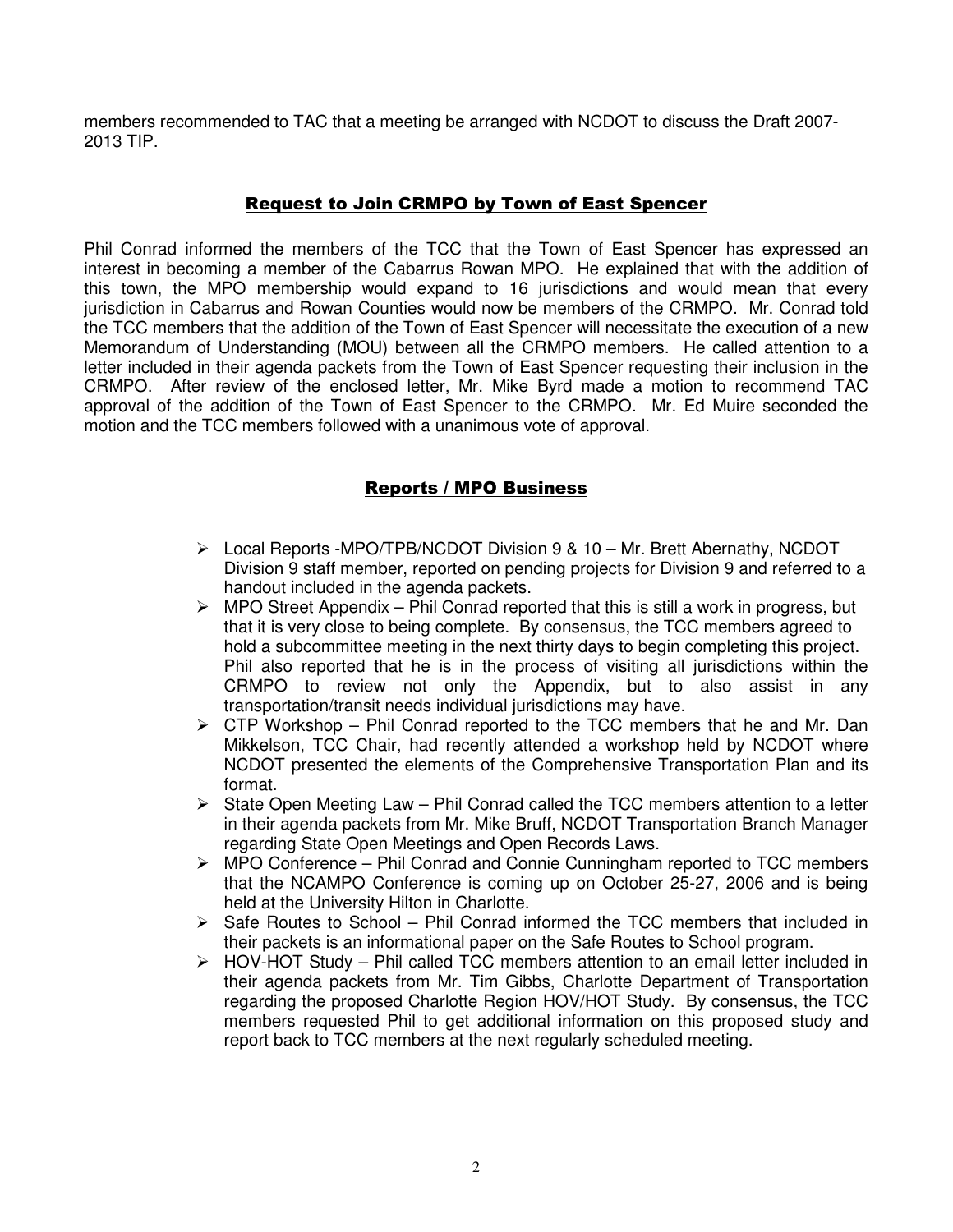members recommended to TAC that a meeting be arranged with NCDOT to discuss the Draft 2007-2013 TIP.

## Request to Join CRMPO by Town of East Spencer

Phil Conrad informed the members of the TCC that the Town of East Spencer has expressed an interest in becoming a member of the Cabarrus Rowan MPO. He explained that with the addition of this town, the MPO membership would expand to 16 jurisdictions and would mean that every jurisdiction in Cabarrus and Rowan Counties would now be members of the CRMPO. Mr. Conrad told the TCC members that the addition of the Town of East Spencer will necessitate the execution of a new Memorandum of Understanding (MOU) between all the CRMPO members. He called attention to a letter included in their agenda packets from the Town of East Spencer requesting their inclusion in the CRMPO. After review of the enclosed letter, Mr. Mike Byrd made a motion to recommend TAC approval of the addition of the Town of East Spencer to the CRMPO. Mr. Ed Muire seconded the motion and the TCC members followed with a unanimous vote of approval.

## Reports / MPO Business

- Local Reports -MPO/TPB/NCDOT Division 9 & 10 – Mr. Brett Abernathy, NCDOT Division 9 staff member, reported on pending projects for Division 9 and referred to a handout included in the agenda packets.
- MPO Street Appendix – Phil Conrad reported that this is still a work in progress, but that it is very close to being complete. By consensus, the TCC members agreed to hold a subcommittee meeting in the next thirty days to begin completing this project. Phil also reported that he is in the process of visiting all jurisdictions within the CRMPO to review not only the Appendix, but to also assist in any transportation/transit needs individual jurisdictions may have.
- CTP Workshop – Phil Conrad reported to the TCC members that he and Mr. Dan Mikkelson, TCC Chair, had recently attended a workshop held by NCDOT where NCDOT presented the elements of the Comprehensive Transportation Plan and its format.
- State Open Meeting Law – Phil Conrad called the TCC members attention to a letter in their agenda packets from Mr. Mike Bruff, NCDOT Transportation Branch Manager regarding State Open Meetings and Open Records Laws.
- MPO Conference – Phil Conrad and Connie Cunningham reported to TCC members that the NCAMPO Conference is coming up on October 25-27, 2006 and is being held at the University Hilton in Charlotte.
- Safe Routes to School – Phil Conrad informed the TCC members that included in their packets is an informational paper on the Safe Routes to School program.
- HOV-HOT Study – Phil called TCC members attention to an email letter included in their agenda packets from Mr. Tim Gibbs, Charlotte Department of Transportation regarding the proposed Charlotte Region HOV/HOT Study. By consensus, the TCC members requested Phil to get additional information on this proposed study and report back to TCC members at the next regularly scheduled meeting.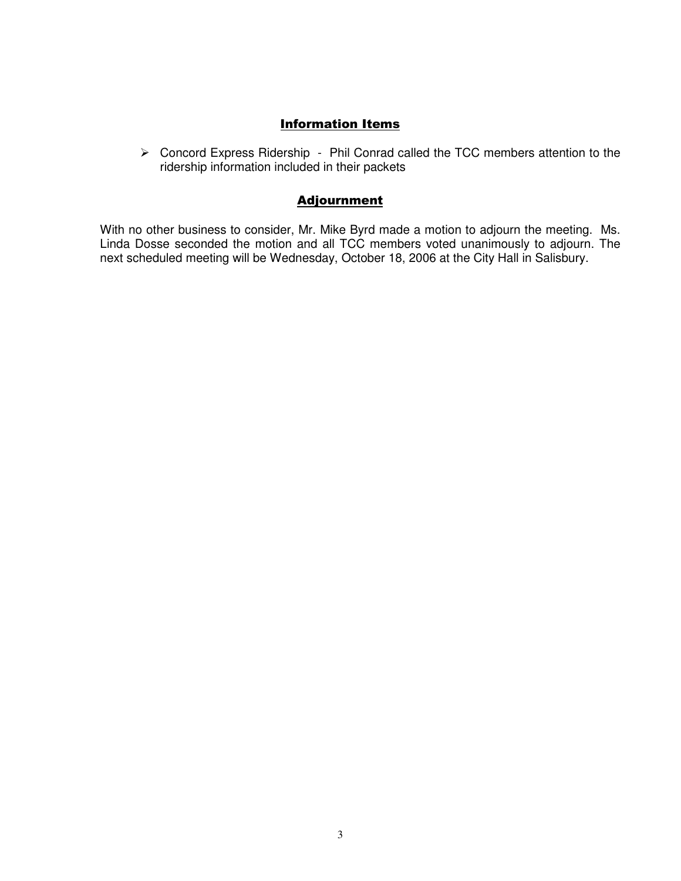## Information Items

- Concord Express Ridership - Phil Conrad called the TCC members attention to the ridership information included in their packets

## Adjournment

With no other business to consider, Mr. Mike Byrd made a motion to adjourn the meeting. Ms. Linda Dosse seconded the motion and all TCC members voted unanimously to adjourn. The next scheduled meeting will be Wednesday, October 18, 2006 at the City Hall in Salisbury.